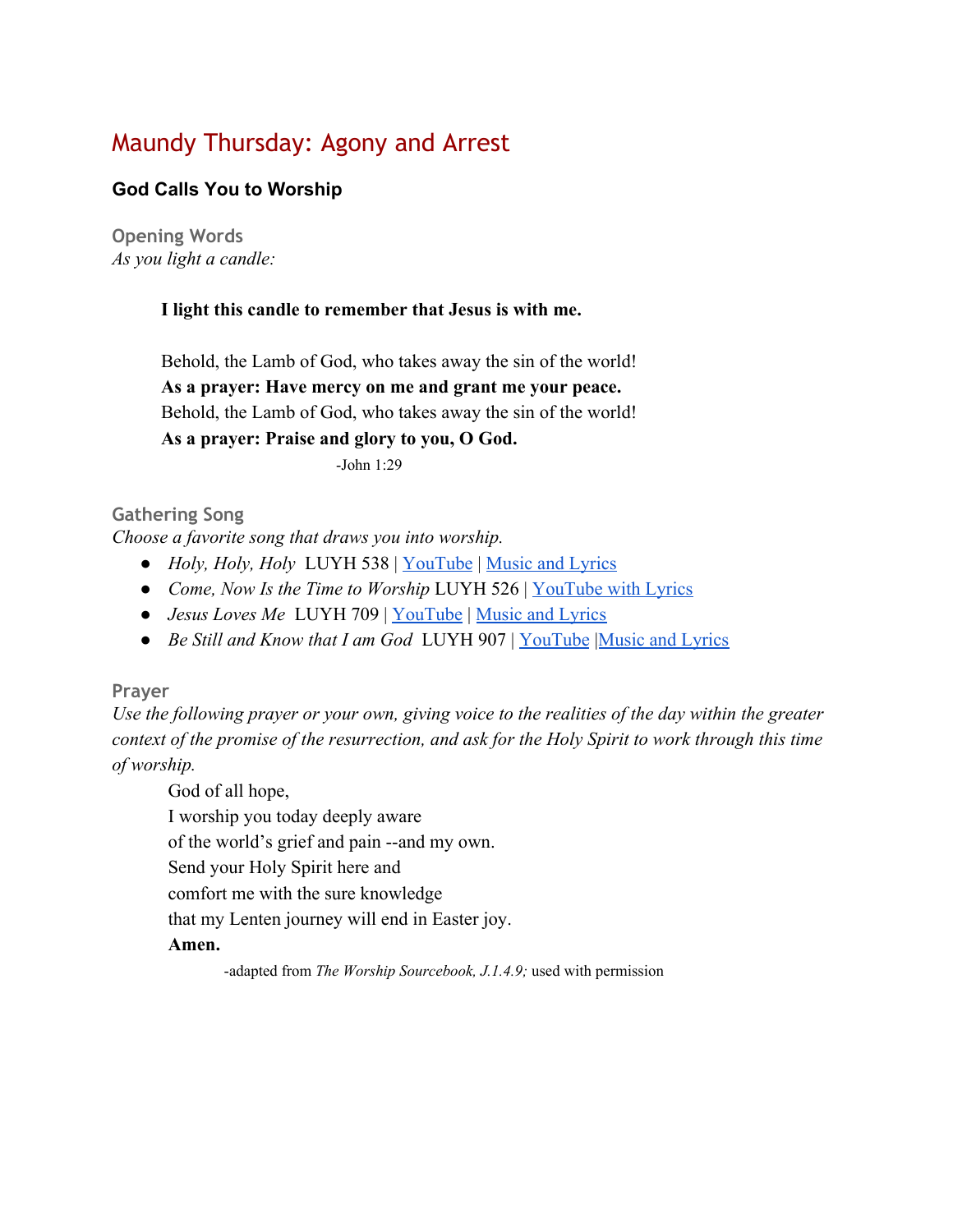# Maundy Thursday: Agony and Arrest

## God Calls You to Worship

### Opening Words

*As you light a candle:*

> **I light this candle to remember that Jesus is with me.**
>
> Behold, the Lamb of God, who takes away the sin of the world!
> **As a prayer: Have mercy on me and grant me your peace.**
> Behold, the Lamb of God, who takes away the sin of the world!
> **As a prayer: Praise and glory to you, O God.**
>
> -John 1:29

### Gathering Song

*Choose a favorite song that draws you into worship.*

- *Holy, Holy, Holy* LUYH 538 | YouTube | Music and Lyrics
- *Come, Now Is the Time to Worship* LUYH 526 | YouTube with Lyrics
- *Jesus Loves Me* LUYH 709 | YouTube | Music and Lyrics
- *Be Still and Know that I am God* LUYH 907 | YouTube |Music and Lyrics

### Prayer

*Use the following prayer or your own, giving voice to the realities of the day within the greater context of the promise of the resurrection, and ask for the Holy Spirit to work through this time of worship.*

> God of all hope,
> I worship you today deeply aware
> of the world's grief and pain --and my own.
> Send your Holy Spirit here and
> comfort me with the sure knowledge
> that my Lenten journey will end in Easter joy.
> **Amen.**
>
> -adapted from *The Worship Sourcebook, J.1.4.9;* used with permission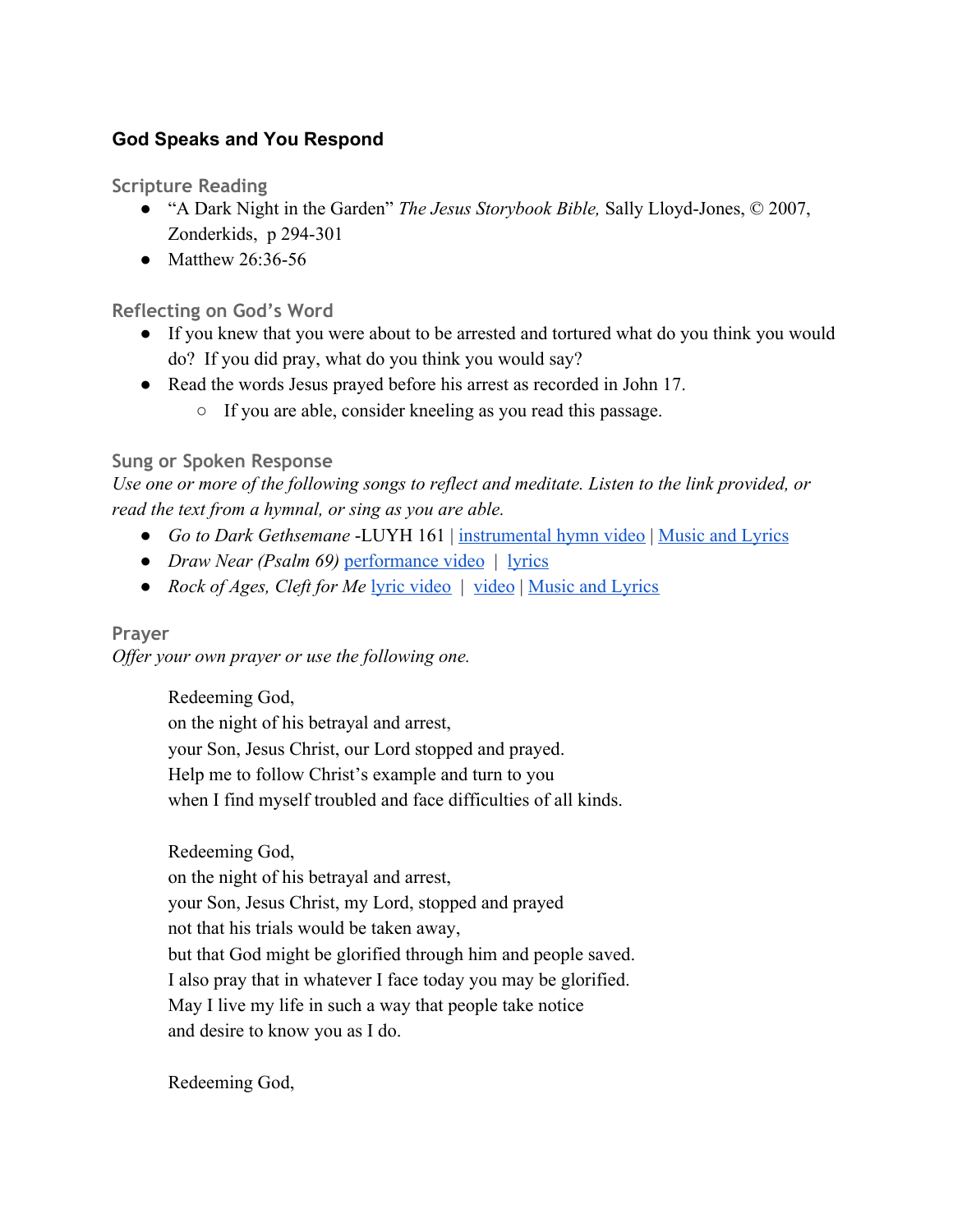### God Speaks and You Respond

#### Scripture Reading

- “A Dark Night in the Garden” *The Jesus Storybook Bible,* Sally Lloyd-Jones, © 2007, Zonderkids, p 294-301
- Matthew 26:36-56

#### Reflecting on God’s Word

- If you knew that you were about to be arrested and tortured what do you think you would do? If you did pray, what do you think you would say?
- Read the words Jesus prayed before his arrest as recorded in John 17.
  - If you are able, consider kneeling as you read this passage.

#### Sung or Spoken Response

*Use one or more of the following songs to reflect and meditate. Listen to the link provided, or read the text from a hymnal, or sing as you are able.*

- *Go to Dark Gethsemane* -LUYH 161 | instrumental hymn video | Music and Lyrics
- *Draw Near (Psalm 69)* performance video | lyrics
- *Rock of Ages, Cleft for Me* lyric video | video | Music and Lyrics

#### Prayer

*Offer your own prayer or use the following one.*

> Redeeming God,
> on the night of his betrayal and arrest,
> your Son, Jesus Christ, our Lord stopped and prayed.
> Help me to follow Christ’s example and turn to you
> when I find myself troubled and face difficulties of all kinds.
>
> Redeeming God,
> on the night of his betrayal and arrest,
> your Son, Jesus Christ, my Lord, stopped and prayed
> not that his trials would be taken away,
> but that God might be glorified through him and people saved.
> I also pray that in whatever I face today you may be glorified.
> May I live my life in such a way that people take notice
> and desire to know you as I do.
>
> Redeeming God,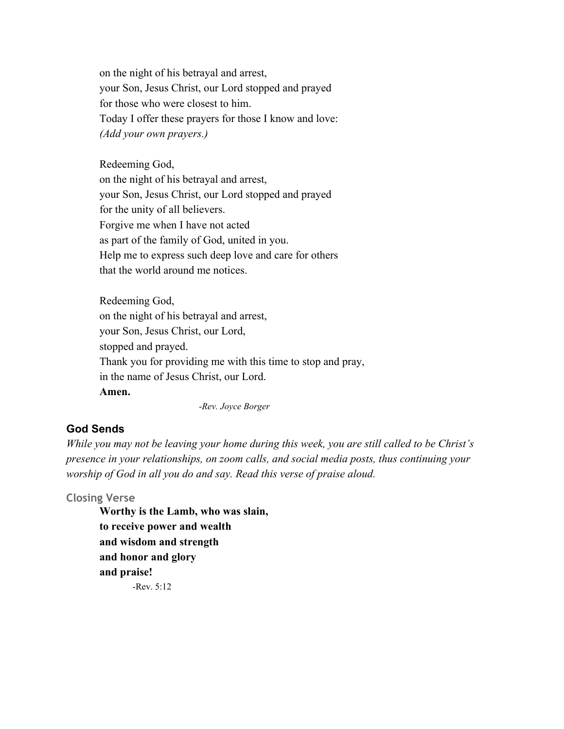on the night of his betrayal and arrest,  
your Son, Jesus Christ, our Lord stopped and prayed  
for those who were closest to him.  
Today I offer these prayers for those I know and love:  
*(Add your own prayers.)*

Redeeming God,  
on the night of his betrayal and arrest,  
your Son, Jesus Christ, our Lord stopped and prayed  
for the unity of all believers.  
Forgive me when I have not acted  
as part of the family of God, united in you.  
Help me to express such deep love and care for others  
that the world around me notices.

Redeeming God,  
on the night of his betrayal and arrest,  
your Son, Jesus Christ, our Lord,  
stopped and prayed.  
Thank you for providing me with this time to stop and pray,  
in the name of Jesus Christ, our Lord.  
**Amen.**

*-Rev. Joyce Borger*

## God Sends

*While you may not be leaving your home during this week, you are still called to be Christ's presence in your relationships, on zoom calls, and social media posts, thus continuing your worship of God in all you do and say. Read this verse of praise aloud.*

### Closing Verse

**Worthy is the Lamb, who was slain,**  
**to receive power and wealth**  
**and wisdom and strength**  
**and honor and glory**  
**and praise!**

-Rev. 5:12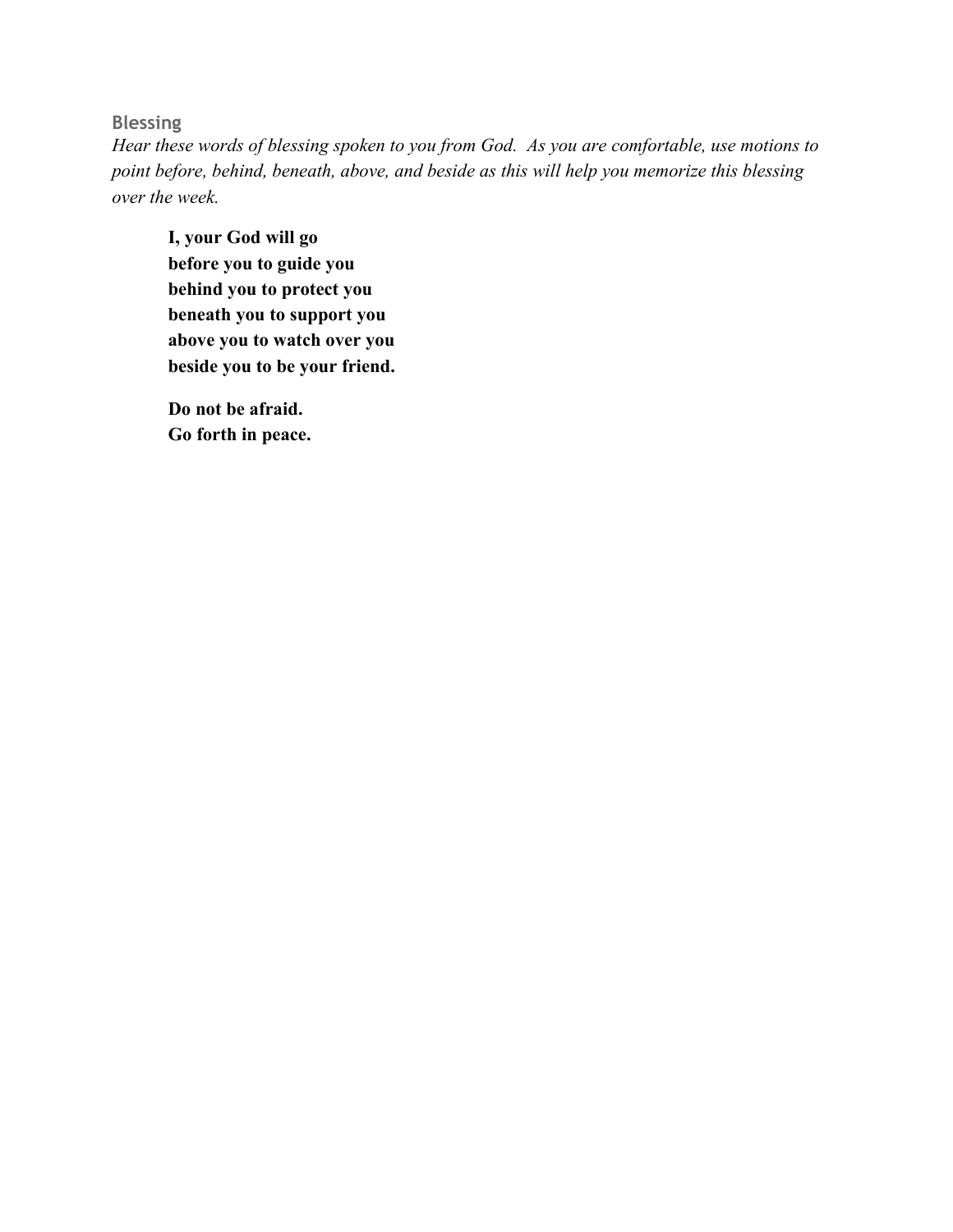### Blessing

*Hear these words of blessing spoken to you from God. As you are comfortable, use motions to point before, behind, beneath, above, and beside as this will help you memorize this blessing over the week.*

> **I, your God will go**
> **before you to guide you**
> **behind you to protect you**
> **beneath you to support you**
> **above you to watch over you**
> **beside you to be your friend.**
>
> **Do not be afraid.**
> **Go forth in peace.**